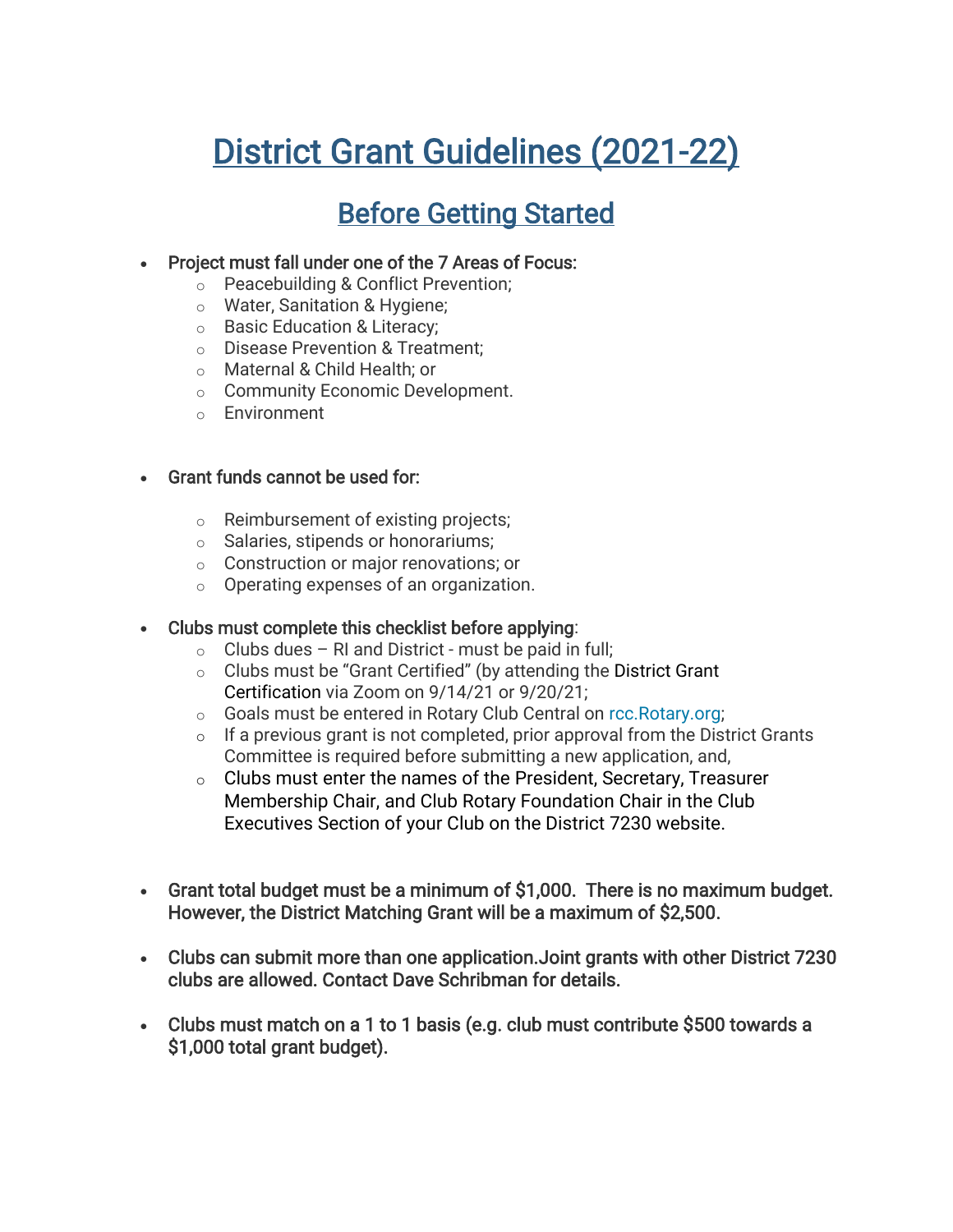# District Grant Guidelines (2021-22)

## Before Getting Started

- **Project must fall under one of the 7 Areas of Focus:**
  - Peacebuilding & Conflict Prevention;
  - Water, Sanitation & Hygiene;
  - Basic Education & Literacy;
  - Disease Prevention & Treatment;
  - Maternal & Child Health; or
  - Community Economic Development.
  - Environment

- **Grant funds cannot be used for:**
  - Reimbursement of existing projects;
  - Salaries, stipends or honorariums;
  - Construction or major renovations; or
  - Operating expenses of an organization.

- **Clubs must complete this checklist before applying**:
  - Clubs dues – RI and District - must be paid in full;
  - Clubs must be "Grant Certified" (by attending the District Grant Certification via Zoom on 9/14/21 or 9/20/21;
  - Goals must be entered in Rotary Club Central on rcc.Rotary.org;
  - If a previous grant is not completed, prior approval from the District Grants Committee is required before submitting a new application, and,
  - Clubs must enter the names of the President, Secretary, Treasurer Membership Chair, and Club Rotary Foundation Chair in the Club Executives Section of your Club on the District 7230 website.

- **Grant total budget must be a minimum of $1,000. There is no maximum budget. However, the District Matching Grant will be a maximum of $2,500.**

- **Clubs can submit more than one application.Joint grants with other District 7230 clubs are allowed. Contact Dave Schribman for details.**

- **Clubs must match on a 1 to 1 basis (e.g. club must contribute $500 towards a $1,000 total grant budget).**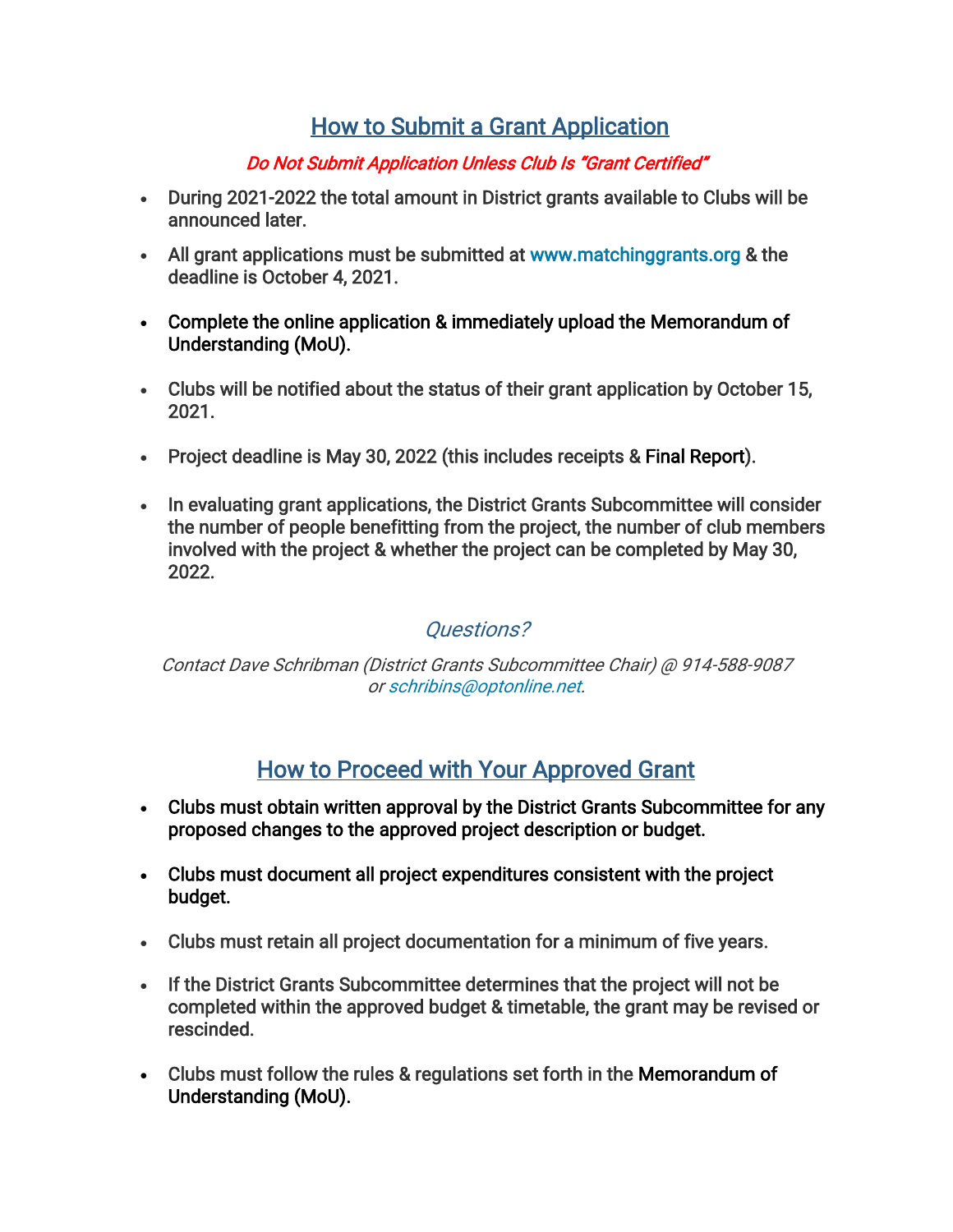## How to Submit a Grant Application

***Do Not Submit Application Unless Club Is "Grant Certified"***

- During 2021-2022 the total amount in District grants available to Clubs will be announced later.
- All grant applications must be submitted at www.matchinggrants.org & the deadline is October 4, 2021.
- Complete the online application & immediately upload the Memorandum of Understanding (MoU).
- Clubs will be notified about the status of their grant application by October 15, 2021.
- Project deadline is May 30, 2022 (this includes receipts & Final Report).
- In evaluating grant applications, the District Grants Subcommittee will consider the number of people benefitting from the project, the number of club members involved with the project & whether the project can be completed by May 30, 2022.

### *Questions?*

*Contact Dave Schribman (District Grants Subcommittee Chair) @ 914-588-9087 or schribins@optonline.net.*

## How to Proceed with Your Approved Grant

- Clubs must obtain written approval by the District Grants Subcommittee for any proposed changes to the approved project description or budget.
- Clubs must document all project expenditures consistent with the project budget.
- Clubs must retain all project documentation for a minimum of five years.
- If the District Grants Subcommittee determines that the project will not be completed within the approved budget & timetable, the grant may be revised or rescinded.
- Clubs must follow the rules & regulations set forth in the Memorandum of Understanding (MoU).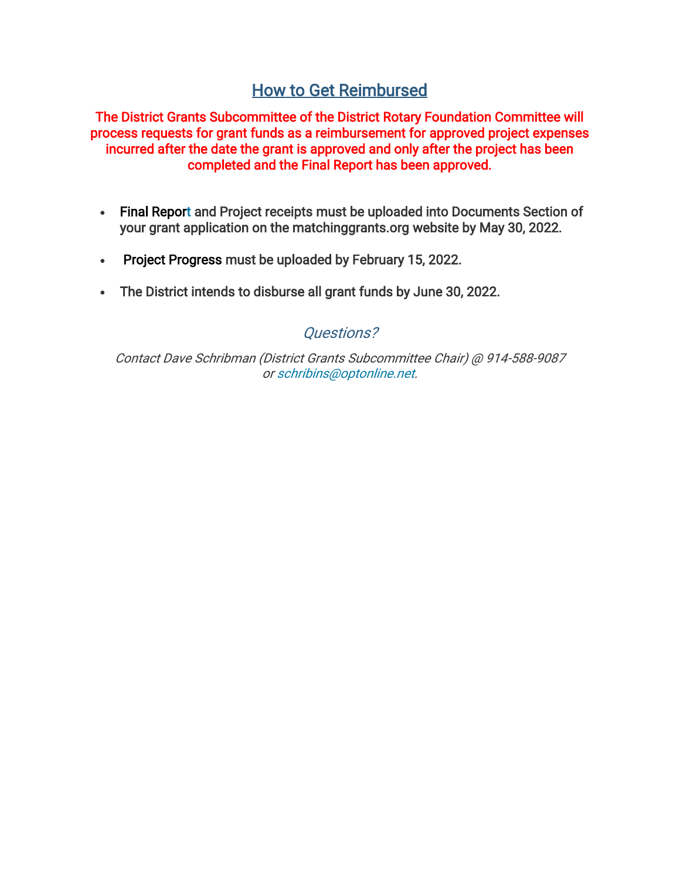## How to Get Reimbursed

**The District Grants Subcommittee of the District Rotary Foundation Committee will process requests for grant funds as a reimbursement for approved project expenses incurred after the date the grant is approved and only after the project has been completed and the Final Report has been approved.**

- **Final Report and Project receipts must be uploaded into Documents Section of your grant application on the matchinggrants.org website by May 30, 2022.**
- **Project Progress must be uploaded by February 15, 2022.**
- **The District intends to disburse all grant funds by June 30, 2022.**

*Questions?*

*Contact Dave Schribman (District Grants Subcommittee Chair) @ 914-588-9087 or schribins@optonline.net.*